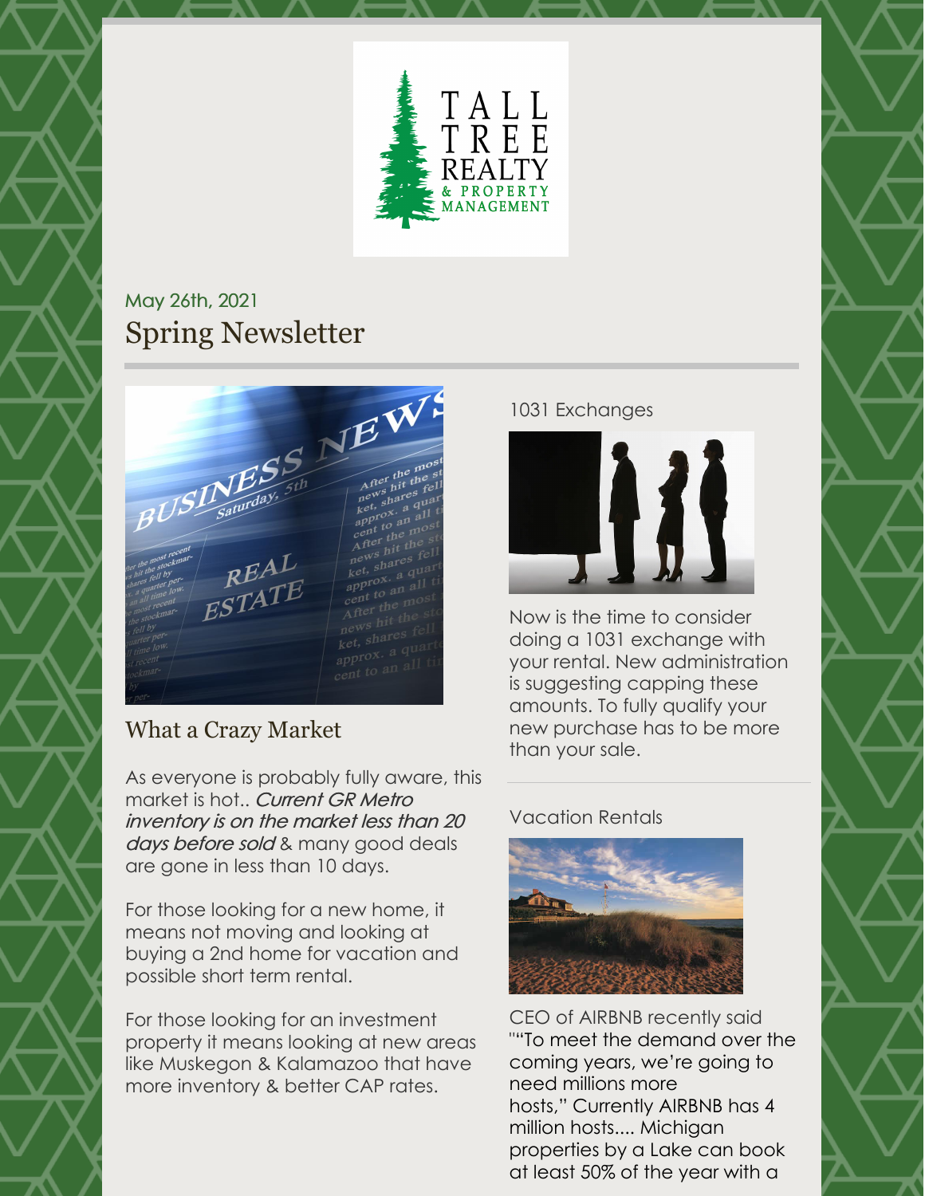TALL TREE REALTY & PROPERTY MANAGEMENT

May 26th, 2021

# Spring Newsletter

## What a Crazy Market

As everyone is probably fully aware, this market is hot.. *Current GR Metro inventory is on the market less than 20 days before sold* & many good deals are gone in less than 10 days.

For those looking for a new home, it means not moving and looking at buying a 2nd home for vacation and possible short term rental.

For those looking for an investment property it means looking at new areas like Muskegon & Kalamazoo that have more inventory & better CAP rates.

### 1031 Exchanges

Now is the time to consider doing a 1031 exchange with your rental. New administration is suggesting capping these amounts. To fully qualify your new purchase has to be more than your sale.

### Vacation Rentals

CEO of AIRBNB recently said ""To meet the demand over the coming years, we're going to need millions more hosts," Currently AIRBNB has 4 million hosts.... Michigan properties by a Lake can book at least 50% of the year with a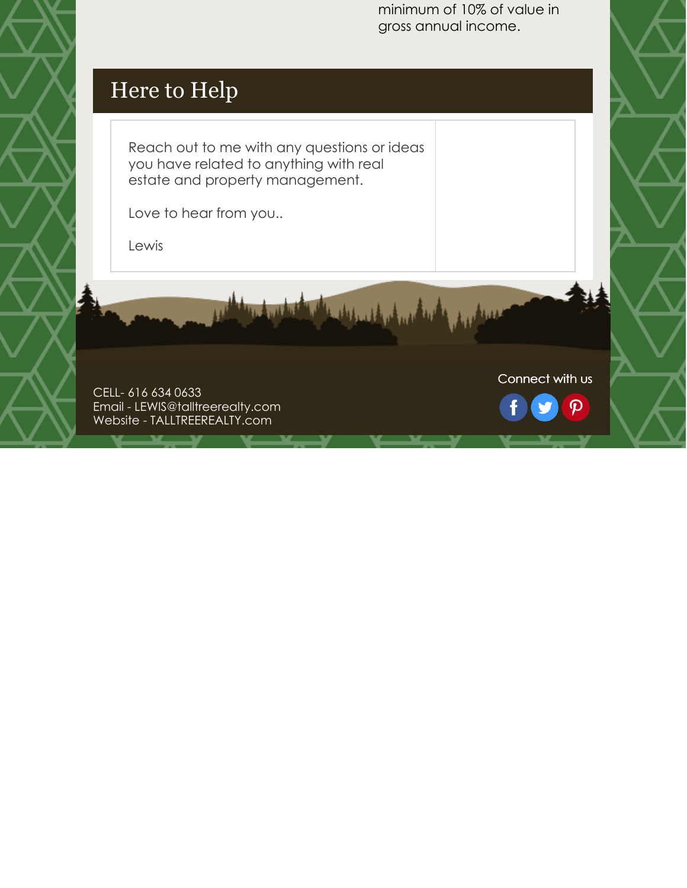minimum of 10% of value in gross annual income.

## Here to Help

Reach out to me with any questions or ideas you have related to anything with real estate and property management.

Love to hear from you..

Lewis

CELL- 616 634 0633
Email - LEWIS@talltreerealty.com
Website - TALLTREEREALTY.com

Connect with us